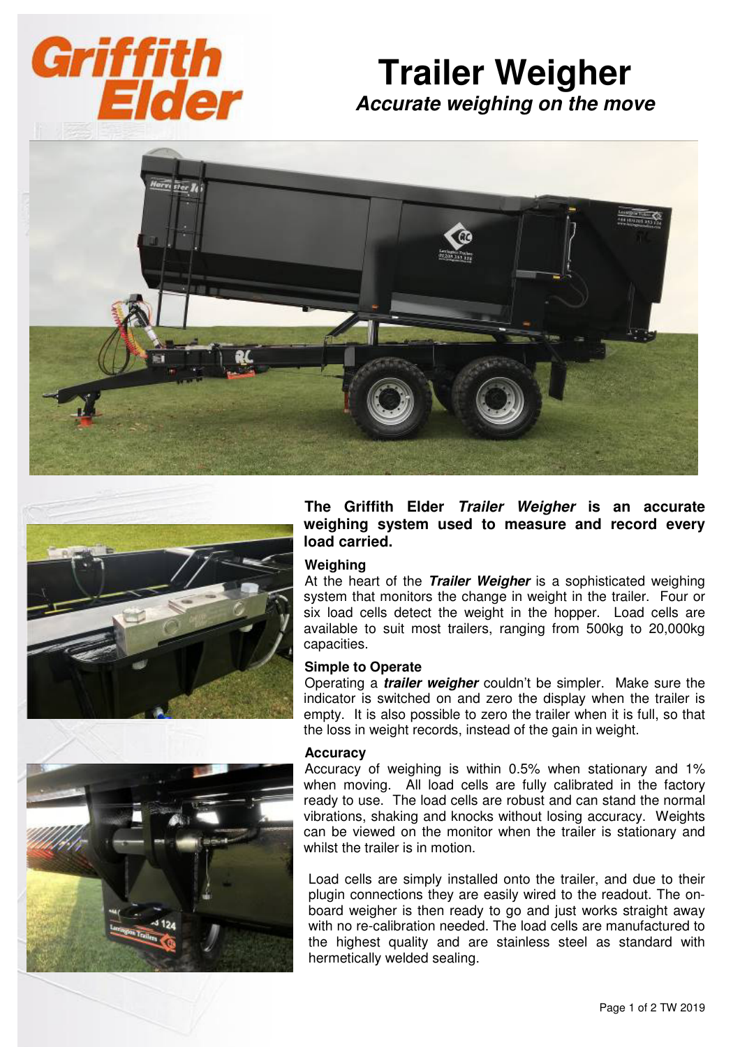Griffith Elder

# Trailer Weigher

***Accurate weighing on the move***

**The Griffith Elder *Trailer Weigher* is an accurate weighing system used to measure and record every load carried.**

### Weighing

At the heart of the ***Trailer Weigher*** is a sophisticated weighing system that monitors the change in weight in the trailer. Four or six load cells detect the weight in the hopper. Load cells are available to suit most trailers, ranging from 500kg to 20,000kg capacities.

### Simple to Operate

Operating a ***trailer weigher*** couldn't be simpler. Make sure the indicator is switched on and zero the display when the trailer is empty. It is also possible to zero the trailer when it is full, so that the loss in weight records, instead of the gain in weight.

### Accuracy

Accuracy of weighing is within 0.5% when stationary and 1% when moving. All load cells are fully calibrated in the factory ready to use. The load cells are robust and can stand the normal vibrations, shaking and knocks without losing accuracy. Weights can be viewed on the monitor when the trailer is stationary and whilst the trailer is in motion.

Load cells are simply installed onto the trailer, and due to their plugin connections they are easily wired to the readout. The on-board weigher is then ready to go and just works straight away with no re-calibration needed. The load cells are manufactured to the highest quality and are stainless steel as standard with hermetically welded sealing.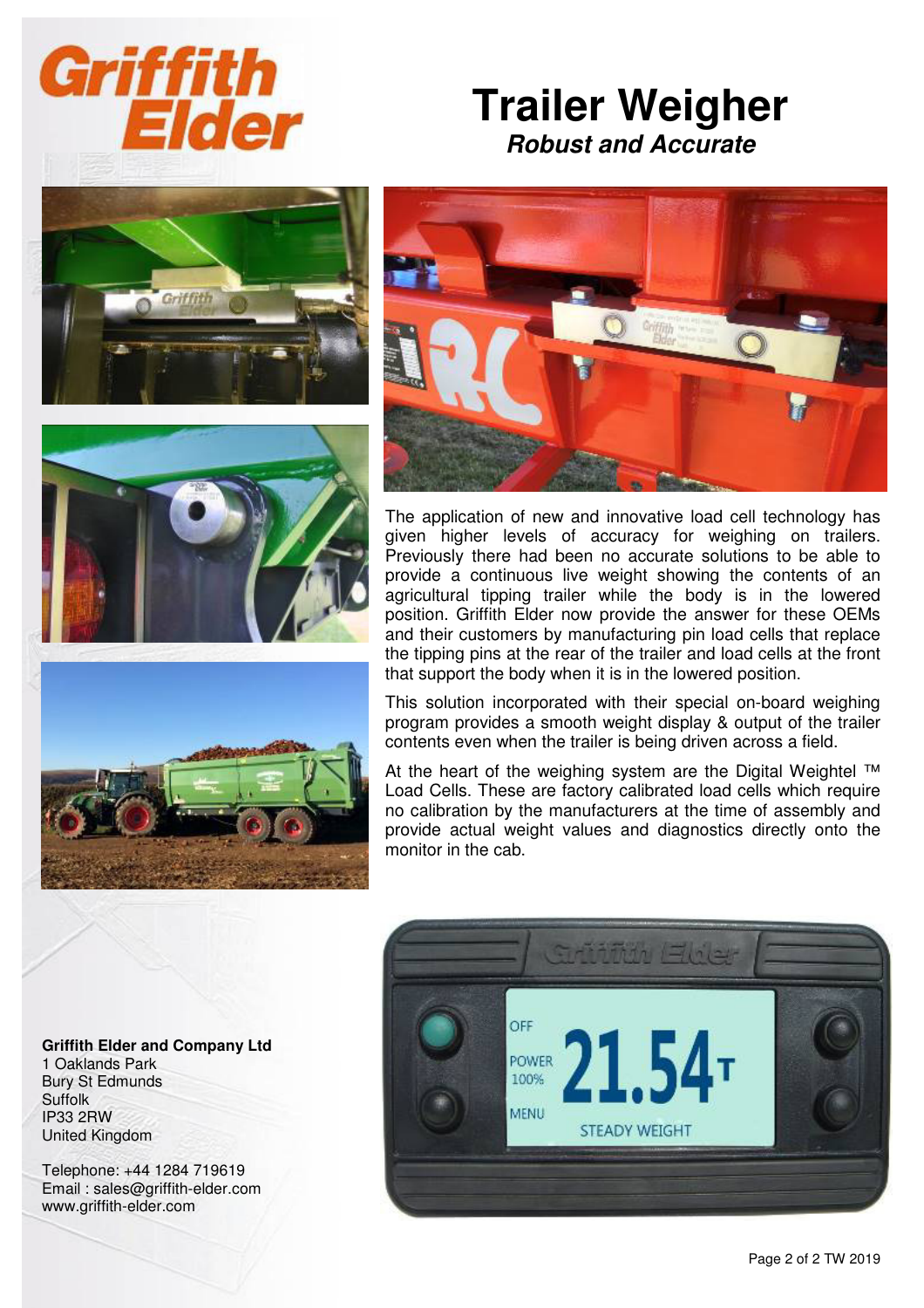# Trailer Weigher

***Robust and Accurate***

The application of new and innovative load cell technology has given higher levels of accuracy for weighing on trailers. Previously there had been no accurate solutions to be able to provide a continuous live weight showing the contents of an agricultural tipping trailer while the body is in the lowered position. Griffith Elder now provide the answer for these OEMs and their customers by manufacturing pin load cells that replace the tipping pins at the rear of the trailer and load cells at the front that support the body when it is in the lowered position.

This solution incorporated with their special on-board weighing program provides a smooth weight display & output of the trailer contents even when the trailer is being driven across a field.

At the heart of the weighing system are the Digital Weightel ™ Load Cells. These are factory calibrated load cells which require no calibration by the manufacturers at the time of assembly and provide actual weight values and diagnostics directly onto the monitor in the cab.

**Griffith Elder and Company Ltd**
1 Oaklands Park
Bury St Edmunds
Suffolk
IP33 2RW
United Kingdom

Telephone: +44 1284 719619
Email : sales@griffith-elder.com
www.griffith-elder.com

TW 2019